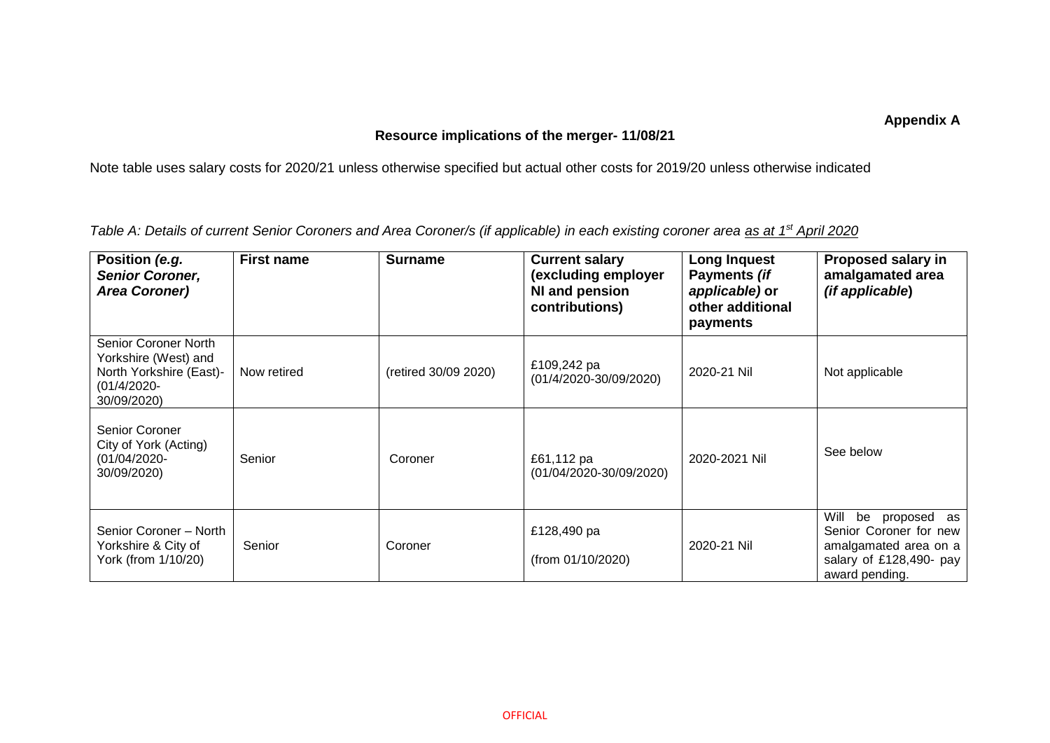**Appendix A**

**Resource implications of the merger- 11/08/21**

Note table uses salary costs for 2020/21 unless otherwise specified but actual other costs for 2019/20 unless otherwise indicated

*Table A: Details of current Senior Coroners and Area Coroner/s (if applicable) in each existing coroner area as at 1st April 2020*

| Position *(e.g. Senior Coroner, Area Coroner)* | First name | Surname | Current salary (excluding employer NI and pension contributions) | Long Inquest Payments *(if applicable)* or other additional payments | Proposed salary in amalgamated area *(if applicable)* |
|---|---|---|---|---|---|
| Senior Coroner North Yorkshire (West) and North Yorkshire (East)- (01/4/2020-30/09/2020) | Now retired | (retired 30/09 2020) | £109,242 pa (01/4/2020-30/09/2020) | 2020-21 Nil | Not applicable |
| Senior Coroner City of York (Acting) (01/04/2020-30/09/2020) | Senior | Coroner | £61,112 pa (01/04/2020-30/09/2020) | 2020-2021 Nil | See below |
| Senior Coroner – North Yorkshire & City of York (from 1/10/20) | Senior | Coroner | £128,490 pa (from 01/10/2020) | 2020-21 Nil | Will be proposed as Senior Coroner for new amalgamated area on a salary of £128,490- pay award pending. |

OFFICIAL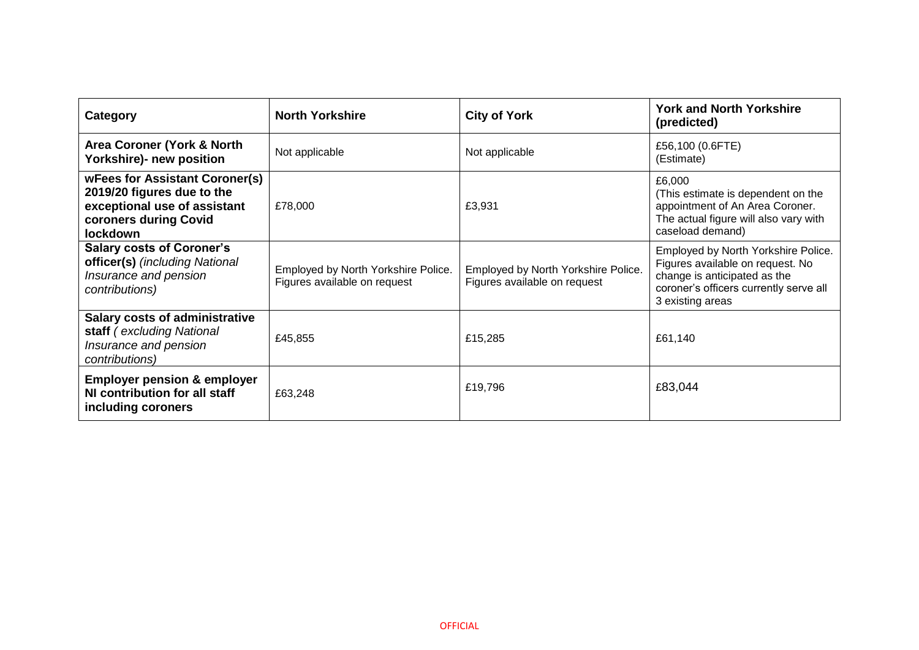| Category | North Yorkshire | City of York | York and North Yorkshire (predicted) |
|---|---|---|---|
| **Area Coroner (York & North Yorkshire)- new position** | Not applicable | Not applicable | £56,100 (0.6FTE) (Estimate) |
| **wFees for Assistant Coroner(s) 2019/20 figures due to the exceptional use of assistant coroners during Covid lockdown** | £78,000 | £3,931 | £6,000 (This estimate is dependent on the appointment of An Area Coroner. The actual figure will also vary with caseload demand) |
| **Salary costs of Coroner's officer(s)** *(including National Insurance and pension contributions)* | Employed by North Yorkshire Police. Figures available on request | Employed by North Yorkshire Police. Figures available on request | Employed by North Yorkshire Police. Figures available on request. No change is anticipated as the coroner's officers currently serve all 3 existing areas |
| **Salary costs of administrative staff** *( excluding National Insurance and pension contributions)* | £45,855 | £15,285 | £61,140 |
| **Employer pension & employer NI contribution for all staff including coroners** | £63,248 | £19,796 | £83,044 |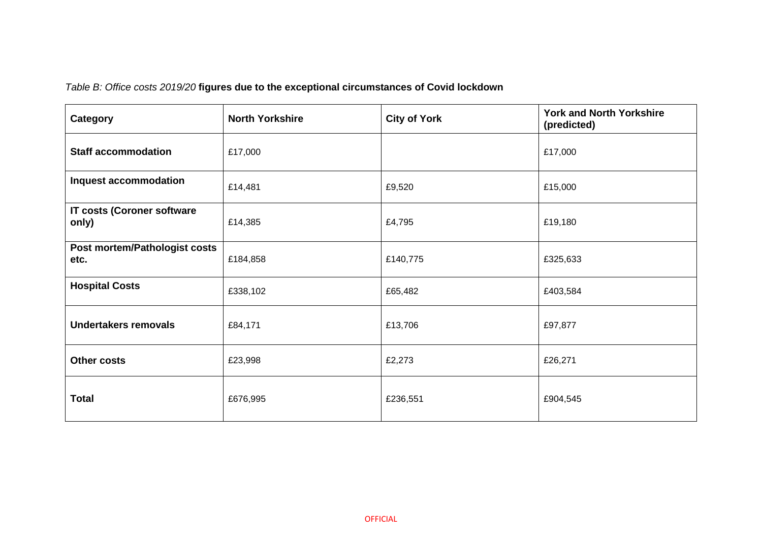*Table B: Office costs 2019/20* **figures due to the exceptional circumstances of Covid lockdown**

| Category | North Yorkshire | City of York | York and North Yorkshire (predicted) |
|---|---|---|---|
| **Staff accommodation** | £17,000 | | £17,000 |
| **Inquest accommodation** | £14,481 | £9,520 | £15,000 |
| **IT costs (Coroner software only)** | £14,385 | £4,795 | £19,180 |
| **Post mortem/Pathologist costs etc.** | £184,858 | £140,775 | £325,633 |
| **Hospital Costs** | £338,102 | £65,482 | £403,584 |
| **Undertakers removals** | £84,171 | £13,706 | £97,877 |
| **Other costs** | £23,998 | £2,273 | £26,271 |
| **Total** | £676,995 | £236,551 | £904,545 |

OFFICIAL